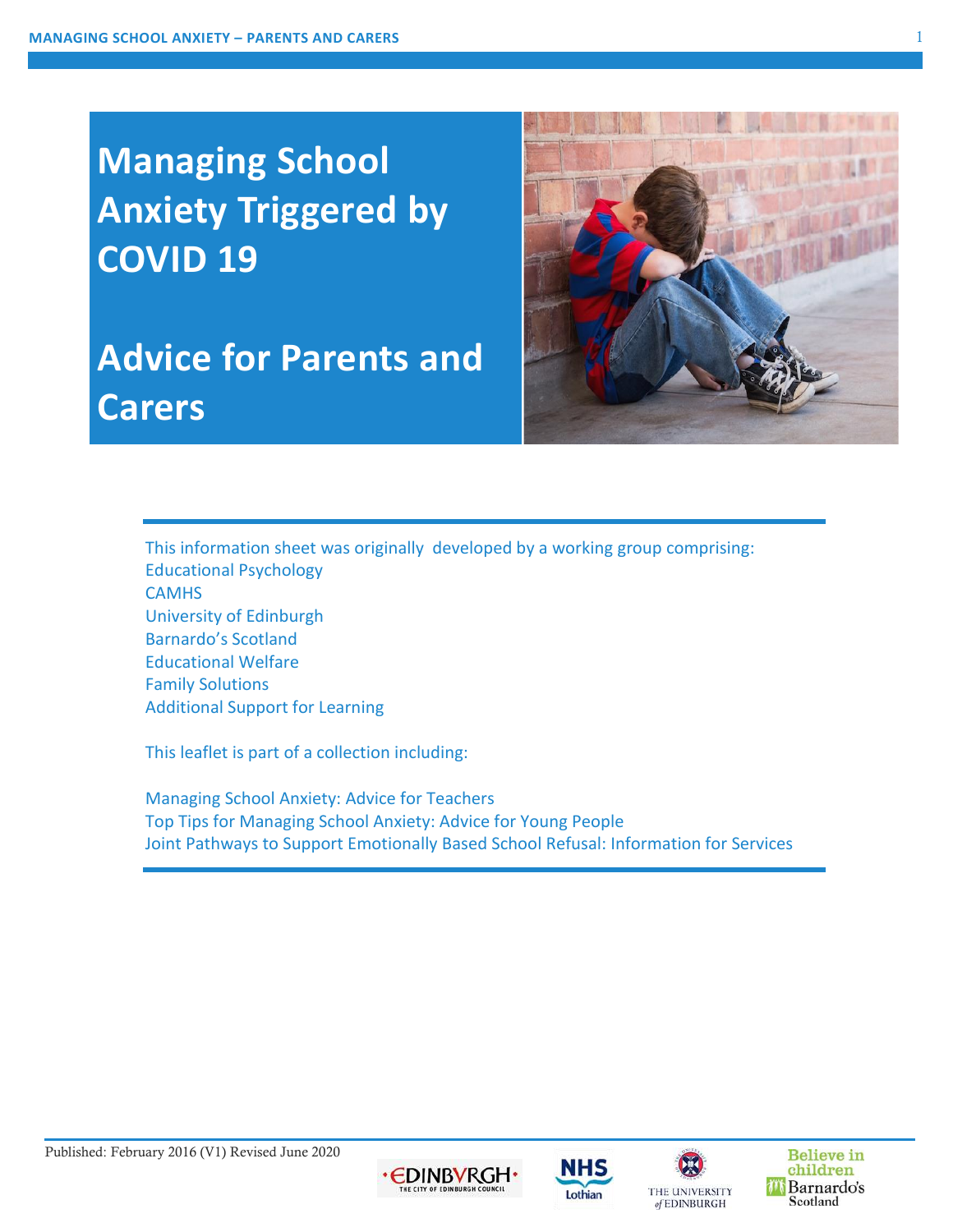# Managing School Anxiety Triggered by COVID 19

# Advice for Parents and Carers

This information sheet was originally developed by a working group comprising:
Educational Psychology
CAMHS
University of Edinburgh
Barnardo's Scotland
Educational Welfare
Family Solutions
Additional Support for Learning

This leaflet is part of a collection including:

Managing School Anxiety: Advice for Teachers
Top Tips for Managing School Anxiety: Advice for Young People
Joint Pathways to Support Emotionally Based School Refusal: Information for Services

Published: February 2016 (V1) Revised June 2020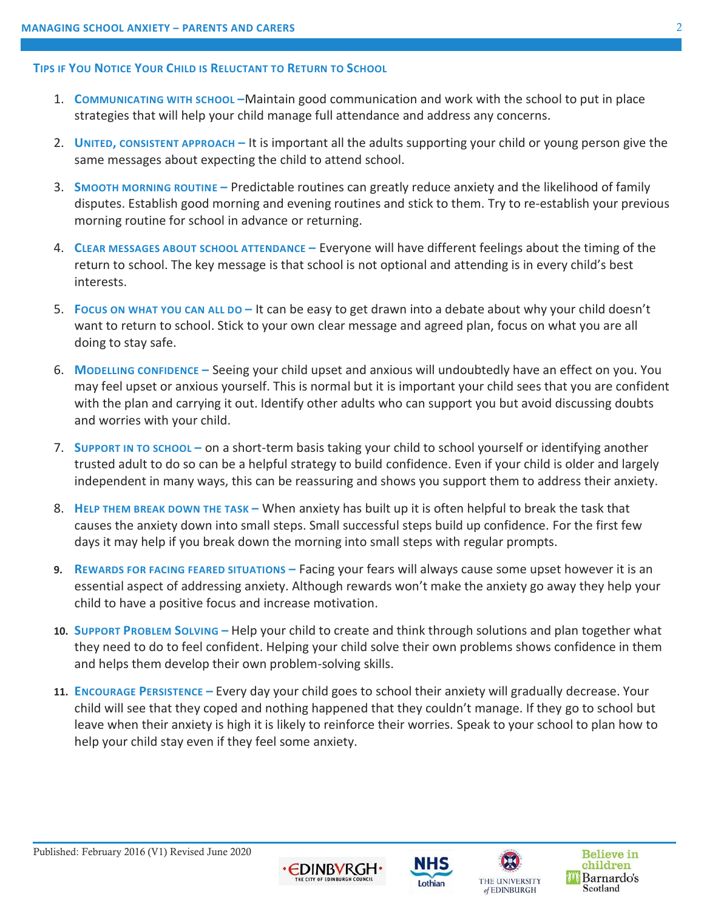## Tips if You Notice Your Child is Reluctant to Return to School

1. **Communicating with school –**Maintain good communication and work with the school to put in place strategies that will help your child manage full attendance and address any concerns.

2. **United, consistent approach –** It is important all the adults supporting your child or young person give the same messages about expecting the child to attend school.

3. **Smooth morning routine –** Predictable routines can greatly reduce anxiety and the likelihood of family disputes. Establish good morning and evening routines and stick to them. Try to re-establish your previous morning routine for school in advance or returning.

4. **Clear messages about school attendance –** Everyone will have different feelings about the timing of the return to school. The key message is that school is not optional and attending is in every child's best interests.

5. **Focus on what you can all do –** It can be easy to get drawn into a debate about why your child doesn't want to return to school. Stick to your own clear message and agreed plan, focus on what you are all doing to stay safe.

6. **Modelling confidence –** Seeing your child upset and anxious will undoubtedly have an effect on you. You may feel upset or anxious yourself. This is normal but it is important your child sees that you are confident with the plan and carrying it out. Identify other adults who can support you but avoid discussing doubts and worries with your child.

7. **Support in to school –** on a short-term basis taking your child to school yourself or identifying another trusted adult to do so can be a helpful strategy to build confidence. Even if your child is older and largely independent in many ways, this can be reassuring and shows you support them to address their anxiety.

8. **Help them break down the task –** When anxiety has built up it is often helpful to break the task that causes the anxiety down into small steps. Small successful steps build up confidence. For the first few days it may help if you break down the morning into small steps with regular prompts.

9. **Rewards for facing feared situations –** Facing your fears will always cause some upset however it is an essential aspect of addressing anxiety. Although rewards won't make the anxiety go away they help your child to have a positive focus and increase motivation.

10. **Support Problem Solving –** Help your child to create and think through solutions and plan together what they need to do to feel confident. Helping your child solve their own problems shows confidence in them and helps them develop their own problem-solving skills.

11. **Encourage Persistence –** Every day your child goes to school their anxiety will gradually decrease. Your child will see that they coped and nothing happened that they couldn't manage. If they go to school but leave when their anxiety is high it is likely to reinforce their worries. Speak to your school to plan how to help your child stay even if they feel some anxiety.

Published: February 2016 (V1) Revised June 2020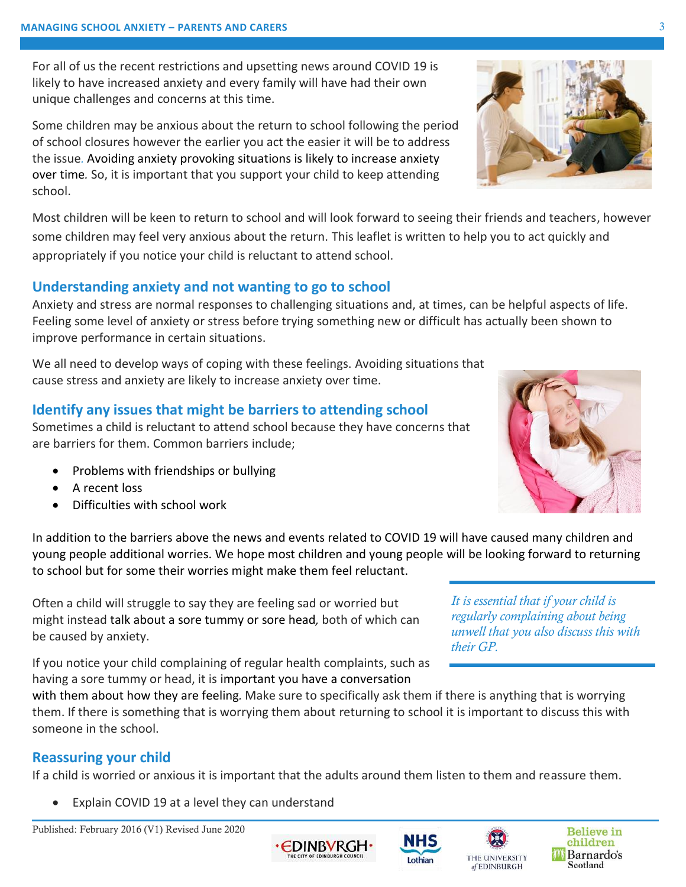For all of us the recent restrictions and upsetting news around COVID 19 is likely to have increased anxiety and every family will have had their own unique challenges and concerns at this time.

Some children may be anxious about the return to school following the period of school closures however the earlier you act the easier it will be to address the issue. Avoiding anxiety provoking situations is likely to increase anxiety over time. So, it is important that you support your child to keep attending school.

Most children will be keen to return to school and will look forward to seeing their friends and teachers, however some children may feel very anxious about the return. This leaflet is written to help you to act quickly and appropriately if you notice your child is reluctant to attend school.

## Understanding anxiety and not wanting to go to school

Anxiety and stress are normal responses to challenging situations and, at times, can be helpful aspects of life. Feeling some level of anxiety or stress before trying something new or difficult has actually been shown to improve performance in certain situations.

We all need to develop ways of coping with these feelings. Avoiding situations that cause stress and anxiety are likely to increase anxiety over time.

## Identify any issues that might be barriers to attending school

Sometimes a child is reluctant to attend school because they have concerns that are barriers for them. Common barriers include;

- Problems with friendships or bullying
- A recent loss
- Difficulties with school work

In addition to the barriers above the news and events related to COVID 19 will have caused many children and young people additional worries. We hope most children and young people will be looking forward to returning to school but for some their worries might make them feel reluctant.

Often a child will struggle to say they are feeling sad or worried but might instead talk about a sore tummy or sore head, both of which can be caused by anxiety.

*It is essential that if your child is regularly complaining about being unwell that you also discuss this with their GP.*

If you notice your child complaining of regular health complaints, such as having a sore tummy or head, it is important you have a conversation with them about how they are feeling. Make sure to specifically ask them if there is anything that is worrying them. If there is something that is worrying them about returning to school it is important to discuss this with someone in the school.

## Reassuring your child

If a child is worried or anxious it is important that the adults around them listen to them and reassure them.

- Explain COVID 19 at a level they can understand

Published: February 2016 (V1) Revised June 2020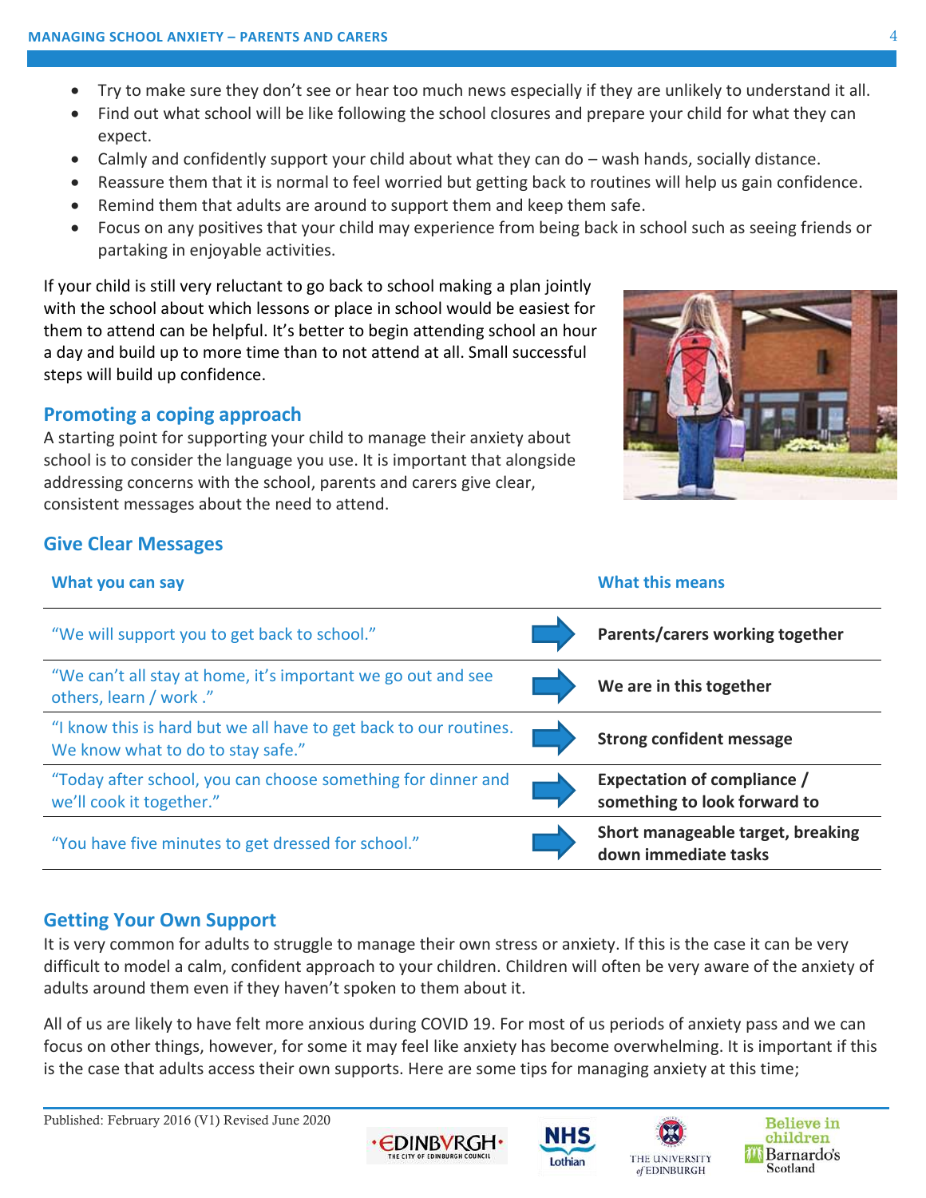- Try to make sure they don't see or hear too much news especially if they are unlikely to understand it all.
- Find out what school will be like following the school closures and prepare your child for what they can expect.
- Calmly and confidently support your child about what they can do – wash hands, socially distance.
- Reassure them that it is normal to feel worried but getting back to routines will help us gain confidence.
- Remind them that adults are around to support them and keep them safe.
- Focus on any positives that your child may experience from being back in school such as seeing friends or partaking in enjoyable activities.

If your child is still very reluctant to go back to school making a plan jointly with the school about which lessons or place in school would be easiest for them to attend can be helpful. It's better to begin attending school an hour a day and build up to more time than to not attend at all. Small successful steps will build up confidence.

## Promoting a coping approach

A starting point for supporting your child to manage their anxiety about school is to consider the language you use. It is important that alongside addressing concerns with the school, parents and carers give clear, consistent messages about the need to attend.

## Give Clear Messages

| What you can say | | What this means |
|---|---|---|
| "We will support you to get back to school." | → | **Parents/carers working together** |
| "We can't all stay at home, it's important we go out and see others, learn / work ." | → | **We are in this together** |
| "I know this is hard but we all have to get back to our routines. We know what to do to stay safe." | → | **Strong confident message** |
| "Today after school, you can choose something for dinner and we'll cook it together." | → | **Expectation of compliance / something to look forward to** |
| "You have five minutes to get dressed for school." | → | **Short manageable target, breaking down immediate tasks** |

## Getting Your Own Support

It is very common for adults to struggle to manage their own stress or anxiety. If this is the case it can be very difficult to model a calm, confident approach to your children. Children will often be very aware of the anxiety of adults around them even if they haven't spoken to them about it.

All of us are likely to have felt more anxious during COVID 19. For most of us periods of anxiety pass and we can focus on other things, however, for some it may feel like anxiety has become overwhelming. It is important if this is the case that adults access their own supports. Here are some tips for managing anxiety at this time;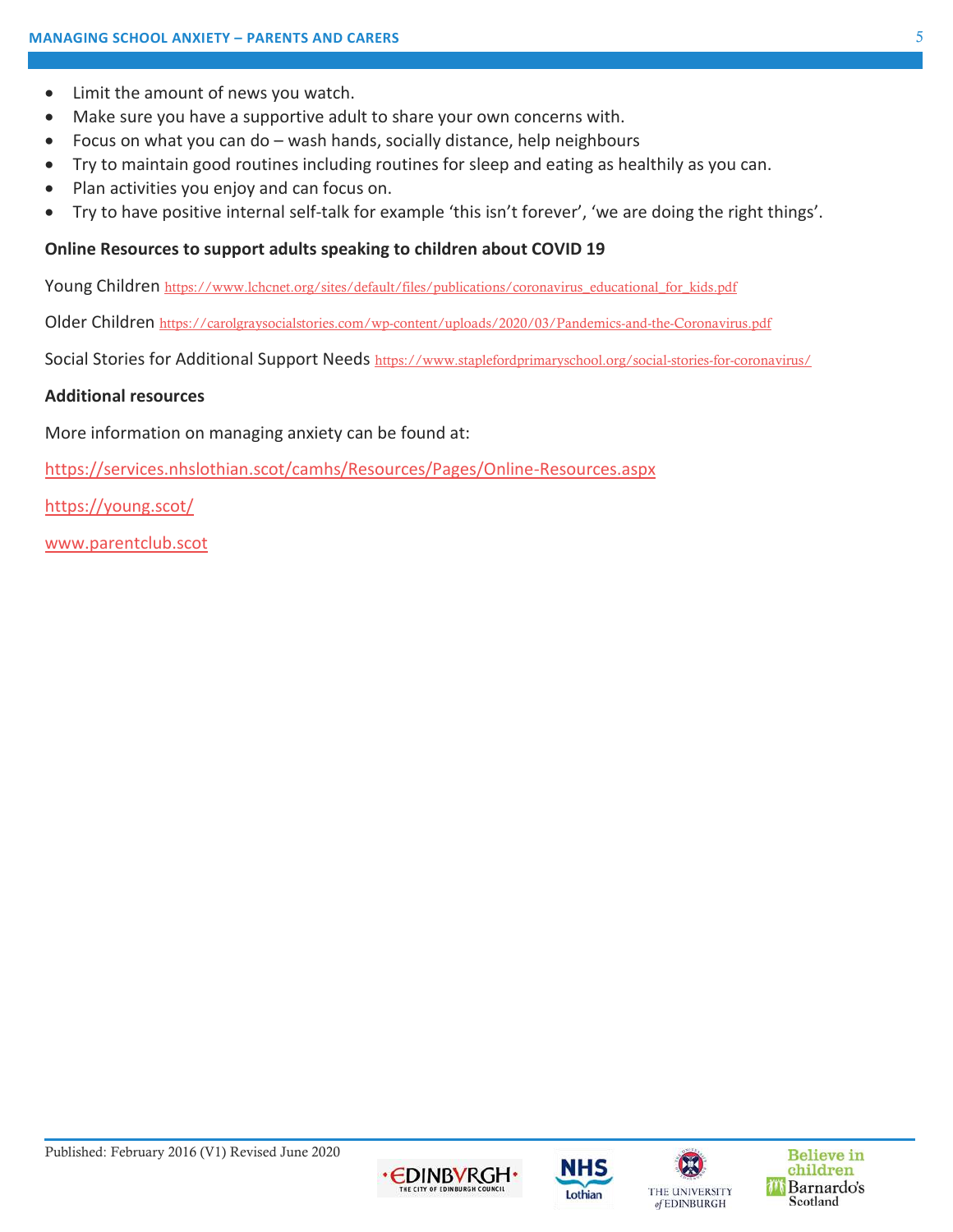- Limit the amount of news you watch.
- Make sure you have a supportive adult to share your own concerns with.
- Focus on what you can do – wash hands, socially distance, help neighbours
- Try to maintain good routines including routines for sleep and eating as healthily as you can.
- Plan activities you enjoy and can focus on.
- Try to have positive internal self-talk for example 'this isn't forever', 'we are doing the right things'.

**Online Resources to support adults speaking to children about COVID 19**

Young Children https://www.lchcnet.org/sites/default/files/publications/coronavirus_educational_for_kids.pdf

Older Children https://carolgraysocialstories.com/wp-content/uploads/2020/03/Pandemics-and-the-Coronavirus.pdf

Social Stories for Additional Support Needs https://www.staplefordprimaryschool.org/social-stories-for-coronavirus/

**Additional resources**

More information on managing anxiety can be found at:

https://services.nhslothian.scot/camhs/Resources/Pages/Online-Resources.aspx

https://young.scot/

www.parentclub.scot

Published: February 2016 (V1) Revised June 2020